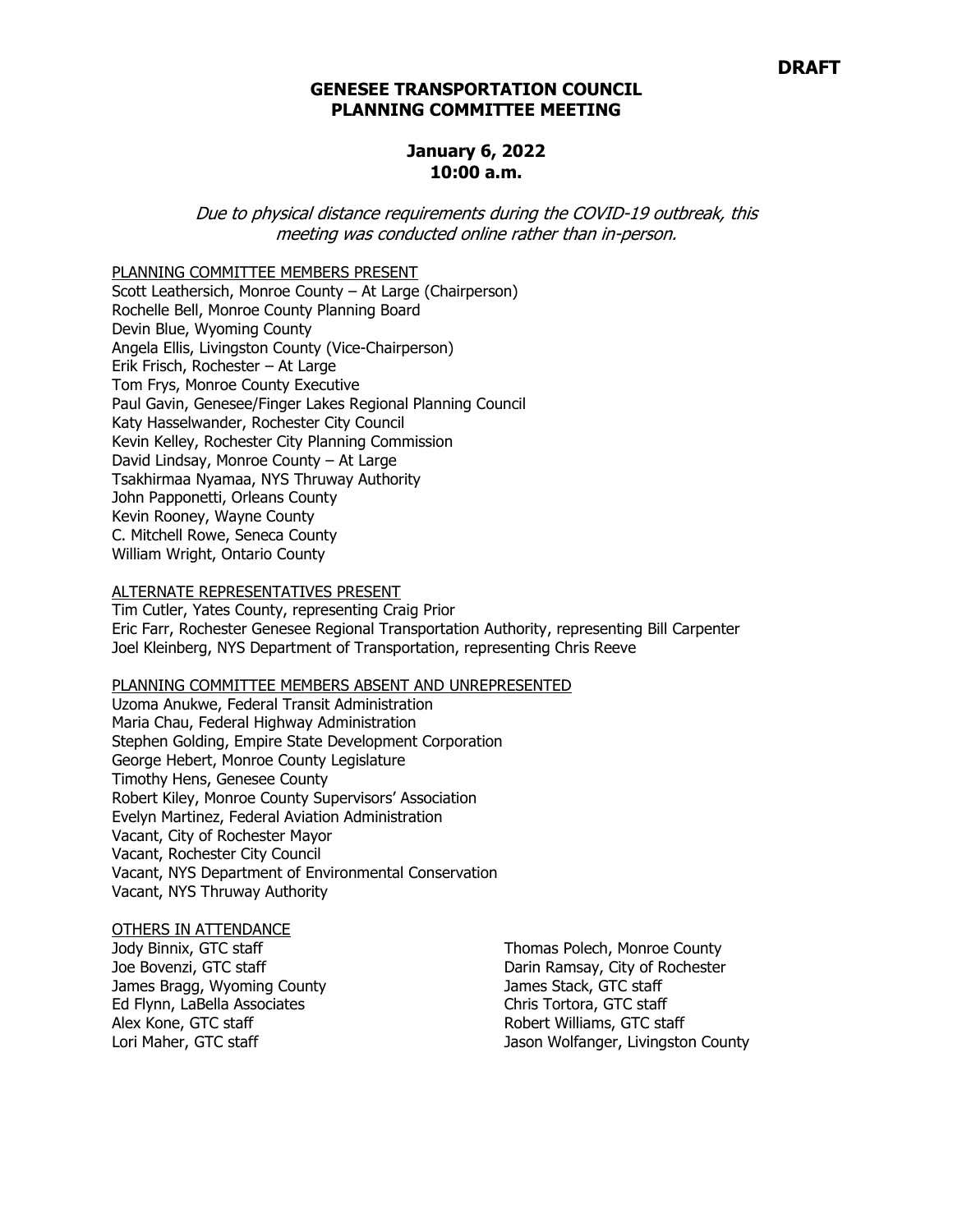**DRAFT**

# GENESEE TRANSPORTATION COUNCIL
## PLANNING COMMITTEE MEETING

### January 6, 2022
### 10:00 a.m.

*Due to physical distance requirements during the COVID-19 outbreak, this meeting was conducted online rather than in-person.*

PLANNING COMMITTEE MEMBERS PRESENT

Scott Leathersich, Monroe County – At Large (Chairperson)
Rochelle Bell, Monroe County Planning Board
Devin Blue, Wyoming County
Angela Ellis, Livingston County (Vice-Chairperson)
Erik Frisch, Rochester – At Large
Tom Frys, Monroe County Executive
Paul Gavin, Genesee/Finger Lakes Regional Planning Council
Katy Hasselwander, Rochester City Council
Kevin Kelley, Rochester City Planning Commission
David Lindsay, Monroe County – At Large
Tsakhirmaa Nyamaa, NYS Thruway Authority
John Papponetti, Orleans County
Kevin Rooney, Wayne County
C. Mitchell Rowe, Seneca County
William Wright, Ontario County

ALTERNATE REPRESENTATIVES PRESENT

Tim Cutler, Yates County, representing Craig Prior
Eric Farr, Rochester Genesee Regional Transportation Authority, representing Bill Carpenter
Joel Kleinberg, NYS Department of Transportation, representing Chris Reeve

PLANNING COMMITTEE MEMBERS ABSENT AND UNREPRESENTED

Uzoma Anukwe, Federal Transit Administration
Maria Chau, Federal Highway Administration
Stephen Golding, Empire State Development Corporation
George Hebert, Monroe County Legislature
Timothy Hens, Genesee County
Robert Kiley, Monroe County Supervisors' Association
Evelyn Martinez, Federal Aviation Administration
Vacant, City of Rochester Mayor
Vacant, Rochester City Council
Vacant, NYS Department of Environmental Conservation
Vacant, NYS Thruway Authority

OTHERS IN ATTENDANCE

Jody Binnix, GTC staff
Joe Bovenzi, GTC staff
James Bragg, Wyoming County
Ed Flynn, LaBella Associates
Alex Kone, GTC staff
Lori Maher, GTC staff
Thomas Polech, Monroe County
Darin Ramsay, City of Rochester
James Stack, GTC staff
Chris Tortora, GTC staff
Robert Williams, GTC staff
Jason Wolfanger, Livingston County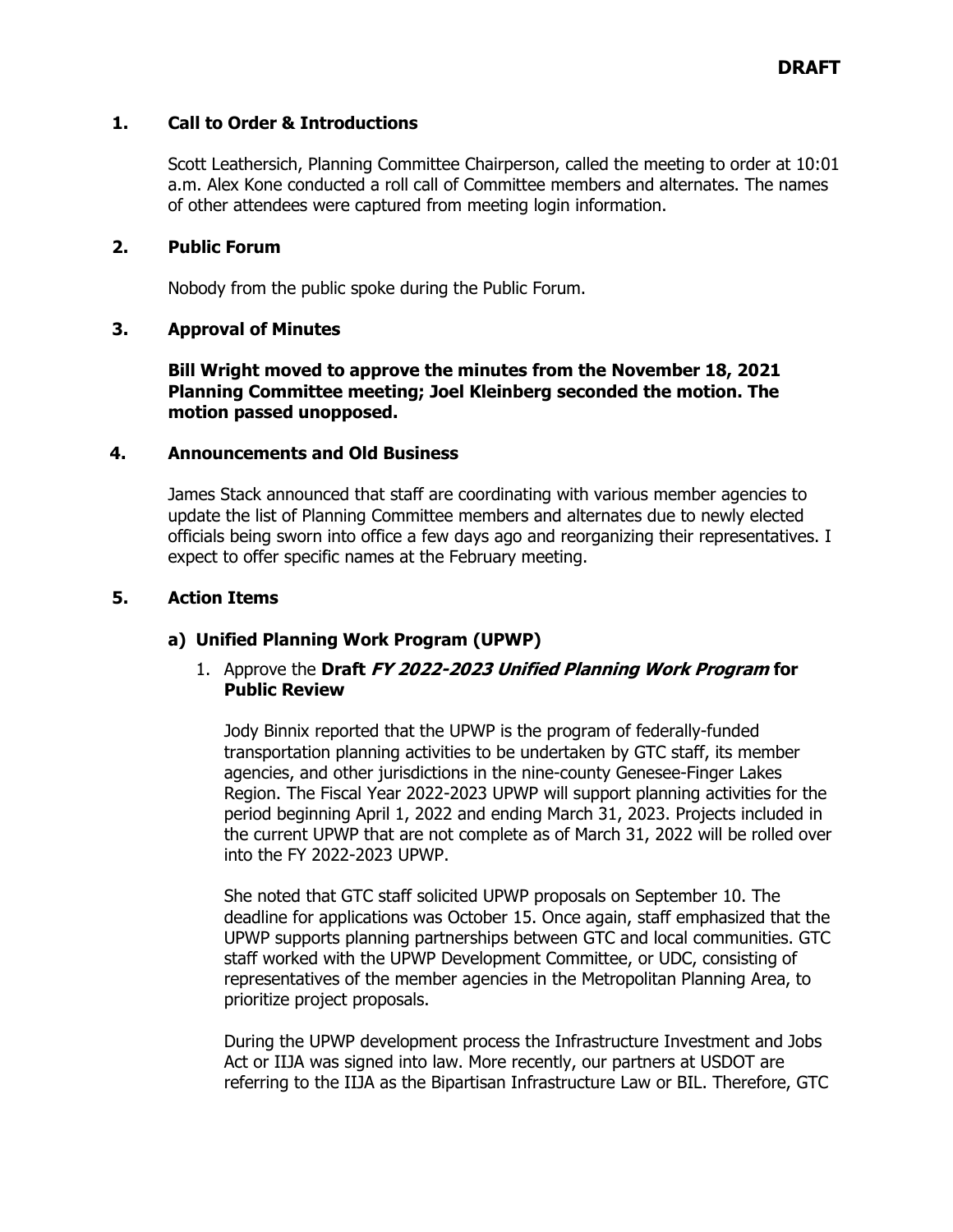**DRAFT**

## 1. Call to Order & Introductions

Scott Leathersich, Planning Committee Chairperson, called the meeting to order at 10:01 a.m. Alex Kone conducted a roll call of Committee members and alternates. The names of other attendees were captured from meeting login information.

## 2. Public Forum

Nobody from the public spoke during the Public Forum.

## 3. Approval of Minutes

**Bill Wright moved to approve the minutes from the November 18, 2021 Planning Committee meeting; Joel Kleinberg seconded the motion. The motion passed unopposed.**

## 4. Announcements and Old Business

James Stack announced that staff are coordinating with various member agencies to update the list of Planning Committee members and alternates due to newly elected officials being sworn into office a few days ago and reorganizing their representatives. I expect to offer specific names at the February meeting.

## 5. Action Items

### a) Unified Planning Work Program (UPWP)

1. Approve the **Draft *FY 2022-2023 Unified Planning Work Program* for Public Review**

   Jody Binnix reported that the UPWP is the program of federally-funded transportation planning activities to be undertaken by GTC staff, its member agencies, and other jurisdictions in the nine-county Genesee-Finger Lakes Region. The Fiscal Year 2022-2023 UPWP will support planning activities for the period beginning April 1, 2022 and ending March 31, 2023. Projects included in the current UPWP that are not complete as of March 31, 2022 will be rolled over into the FY 2022-2023 UPWP.

   She noted that GTC staff solicited UPWP proposals on September 10. The deadline for applications was October 15. Once again, staff emphasized that the UPWP supports planning partnerships between GTC and local communities. GTC staff worked with the UPWP Development Committee, or UDC, consisting of representatives of the member agencies in the Metropolitan Planning Area, to prioritize project proposals.

   During the UPWP development process the Infrastructure Investment and Jobs Act or IIJA was signed into law. More recently, our partners at USDOT are referring to the IIJA as the Bipartisan Infrastructure Law or BIL. Therefore, GTC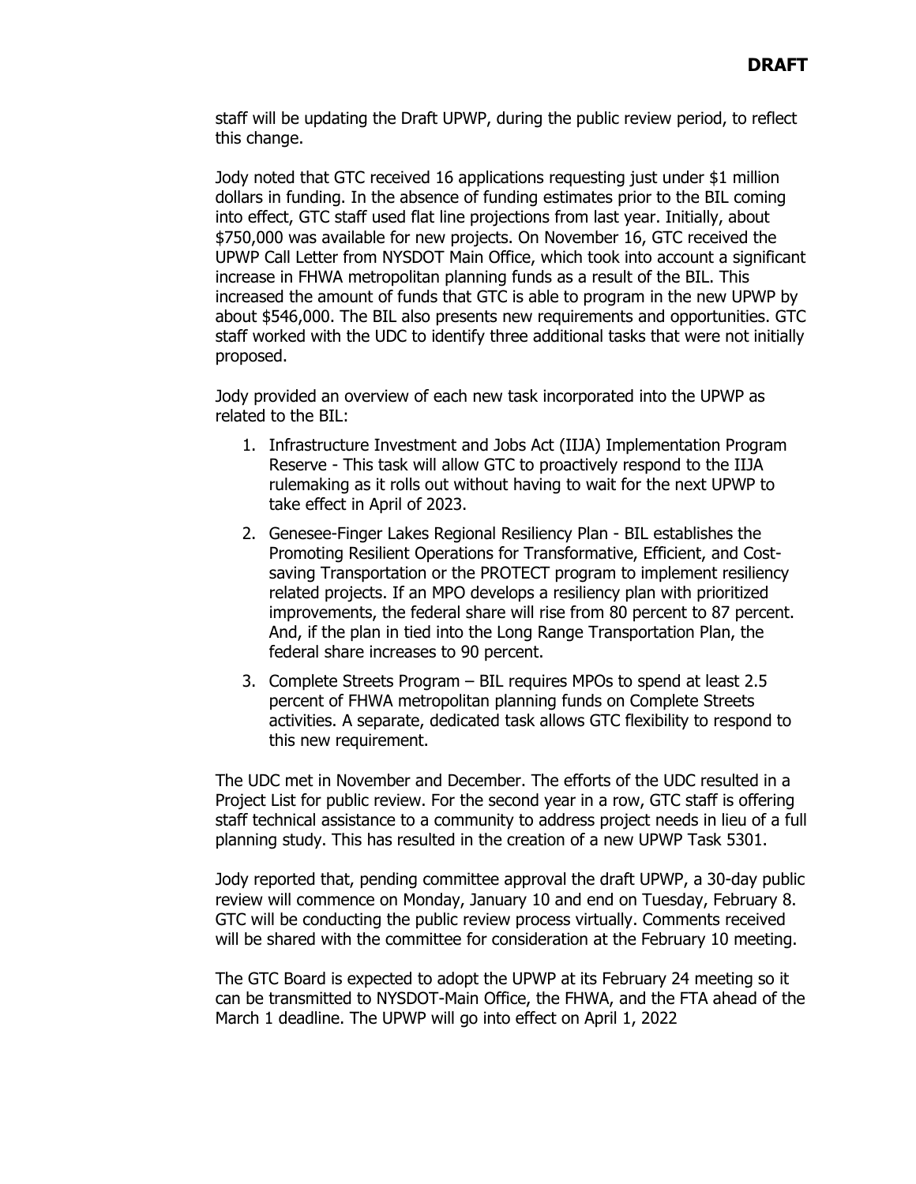**DRAFT**

staff will be updating the Draft UPWP, during the public review period, to reflect this change.

Jody noted that GTC received 16 applications requesting just under $1 million dollars in funding. In the absence of funding estimates prior to the BIL coming into effect, GTC staff used flat line projections from last year. Initially, about $750,000 was available for new projects. On November 16, GTC received the UPWP Call Letter from NYSDOT Main Office, which took into account a significant increase in FHWA metropolitan planning funds as a result of the BIL. This increased the amount of funds that GTC is able to program in the new UPWP by about $546,000. The BIL also presents new requirements and opportunities. GTC staff worked with the UDC to identify three additional tasks that were not initially proposed.

Jody provided an overview of each new task incorporated into the UPWP as related to the BIL:

1. Infrastructure Investment and Jobs Act (IIJA) Implementation Program Reserve - This task will allow GTC to proactively respond to the IIJA rulemaking as it rolls out without having to wait for the next UPWP to take effect in April of 2023.
2. Genesee-Finger Lakes Regional Resiliency Plan - BIL establishes the Promoting Resilient Operations for Transformative, Efficient, and Cost-saving Transportation or the PROTECT program to implement resiliency related projects. If an MPO develops a resiliency plan with prioritized improvements, the federal share will rise from 80 percent to 87 percent. And, if the plan in tied into the Long Range Transportation Plan, the federal share increases to 90 percent.
3. Complete Streets Program – BIL requires MPOs to spend at least 2.5 percent of FHWA metropolitan planning funds on Complete Streets activities. A separate, dedicated task allows GTC flexibility to respond to this new requirement.

The UDC met in November and December. The efforts of the UDC resulted in a Project List for public review. For the second year in a row, GTC staff is offering staff technical assistance to a community to address project needs in lieu of a full planning study. This has resulted in the creation of a new UPWP Task 5301.

Jody reported that, pending committee approval the draft UPWP, a 30-day public review will commence on Monday, January 10 and end on Tuesday, February 8. GTC will be conducting the public review process virtually. Comments received will be shared with the committee for consideration at the February 10 meeting.

The GTC Board is expected to adopt the UPWP at its February 24 meeting so it can be transmitted to NYSDOT-Main Office, the FHWA, and the FTA ahead of the March 1 deadline. The UPWP will go into effect on April 1, 2022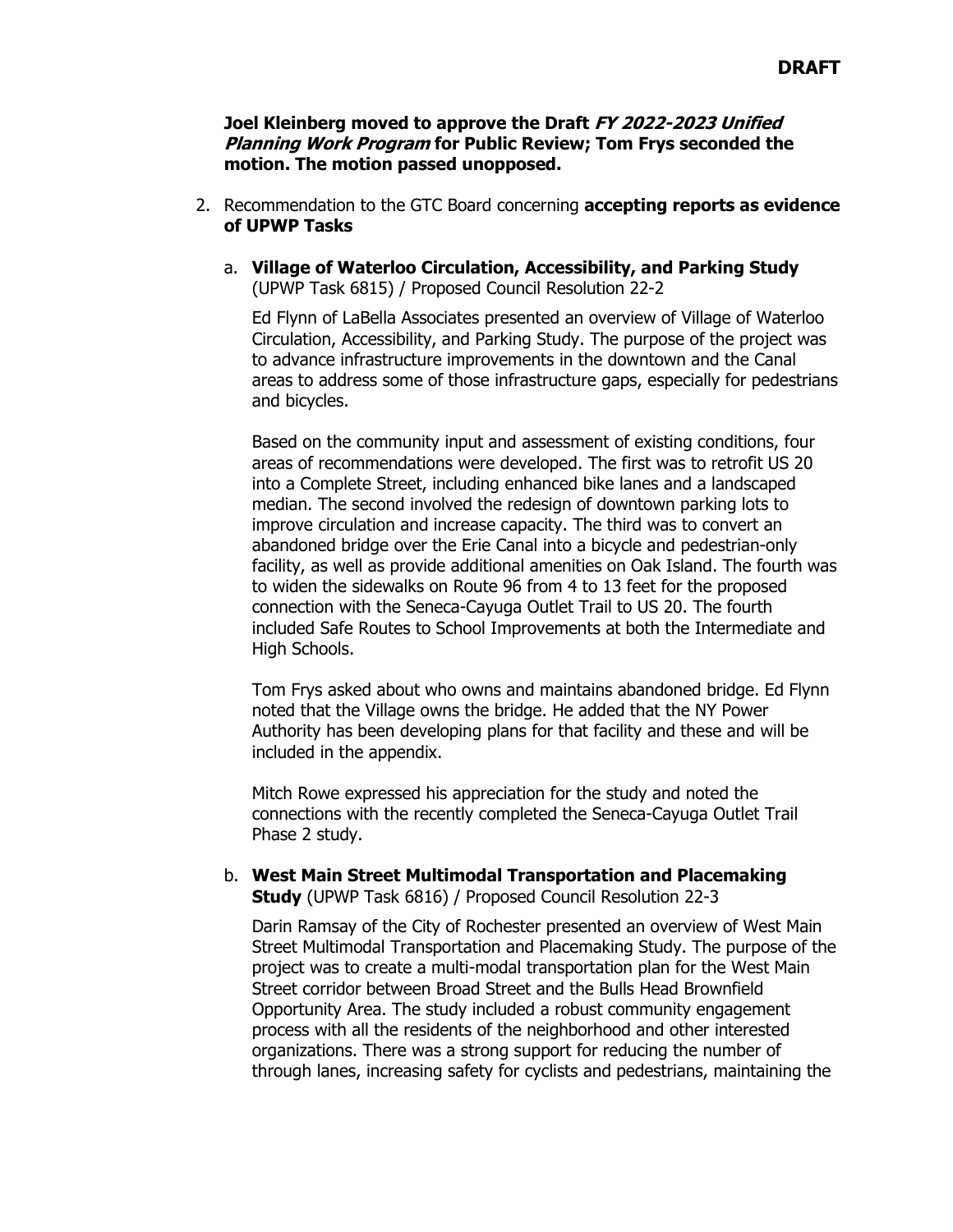**DRAFT**

**Joel Kleinberg moved to approve the Draft *FY 2022-2023 Unified Planning Work Program* for Public Review; Tom Frys seconded the motion. The motion passed unopposed.**

2. Recommendation to the GTC Board concerning **accepting reports as evidence of UPWP Tasks**

   a. **Village of Waterloo Circulation, Accessibility, and Parking Study** (UPWP Task 6815) / Proposed Council Resolution 22-2

      Ed Flynn of LaBella Associates presented an overview of Village of Waterloo Circulation, Accessibility, and Parking Study. The purpose of the project was to advance infrastructure improvements in the downtown and the Canal areas to address some of those infrastructure gaps, especially for pedestrians and bicycles.

      Based on the community input and assessment of existing conditions, four areas of recommendations were developed. The first was to retrofit US 20 into a Complete Street, including enhanced bike lanes and a landscaped median. The second involved the redesign of downtown parking lots to improve circulation and increase capacity. The third was to convert an abandoned bridge over the Erie Canal into a bicycle and pedestrian-only facility, as well as provide additional amenities on Oak Island. The fourth was to widen the sidewalks on Route 96 from 4 to 13 feet for the proposed connection with the Seneca-Cayuga Outlet Trail to US 20. The fourth included Safe Routes to School Improvements at both the Intermediate and High Schools.

      Tom Frys asked about who owns and maintains abandoned bridge. Ed Flynn noted that the Village owns the bridge. He added that the NY Power Authority has been developing plans for that facility and these and will be included in the appendix.

      Mitch Rowe expressed his appreciation for the study and noted the connections with the recently completed the Seneca-Cayuga Outlet Trail Phase 2 study.

   b. **West Main Street Multimodal Transportation and Placemaking Study** (UPWP Task 6816) / Proposed Council Resolution 22-3

      Darin Ramsay of the City of Rochester presented an overview of West Main Street Multimodal Transportation and Placemaking Study. The purpose of the project was to create a multi-modal transportation plan for the West Main Street corridor between Broad Street and the Bulls Head Brownfield Opportunity Area. The study included a robust community engagement process with all the residents of the neighborhood and other interested organizations. There was a strong support for reducing the number of through lanes, increasing safety for cyclists and pedestrians, maintaining the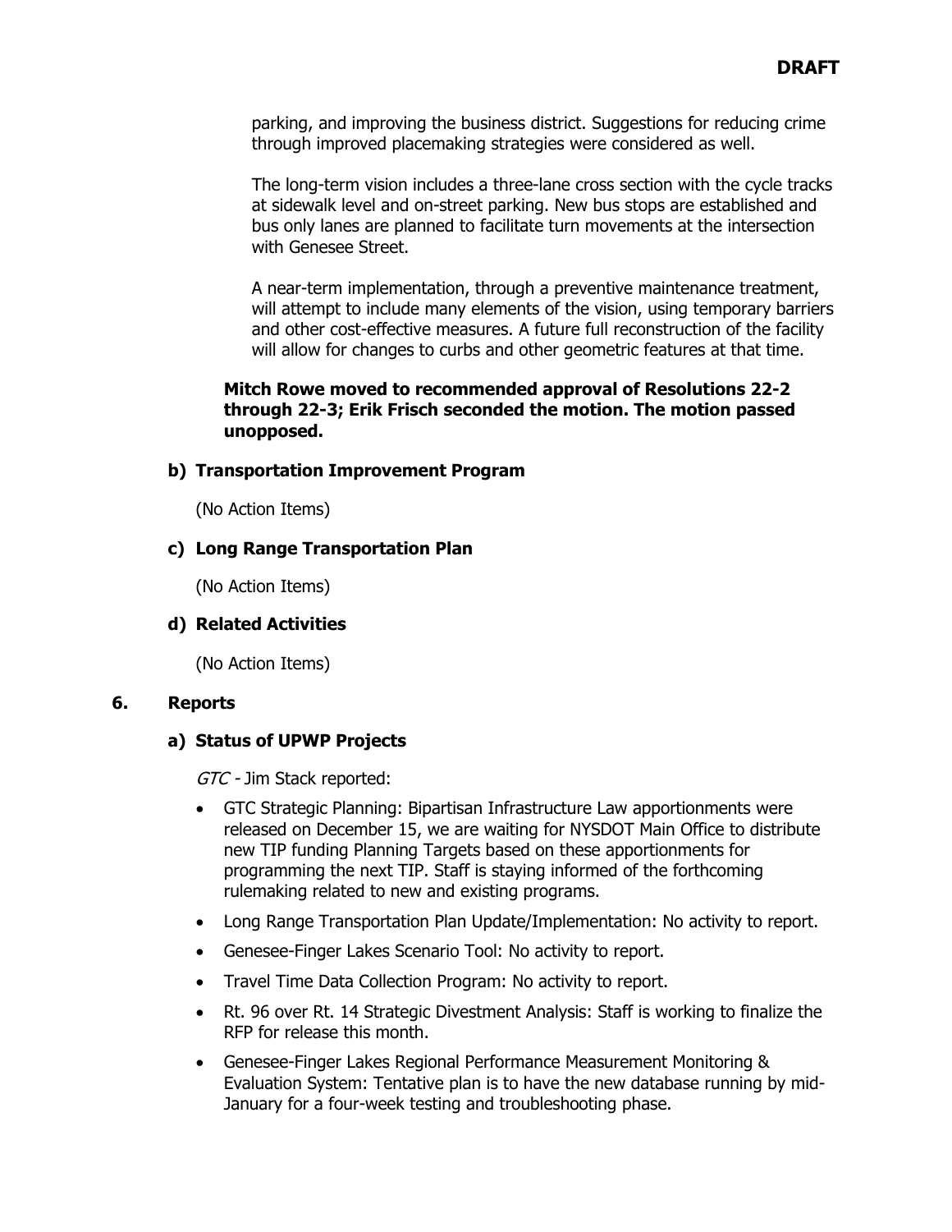parking, and improving the business district. Suggestions for reducing crime through improved placemaking strategies were considered as well.

The long-term vision includes a three-lane cross section with the cycle tracks at sidewalk level and on-street parking. New bus stops are established and bus only lanes are planned to facilitate turn movements at the intersection with Genesee Street.

A near-term implementation, through a preventive maintenance treatment, will attempt to include many elements of the vision, using temporary barriers and other cost-effective measures. A future full reconstruction of the facility will allow for changes to curbs and other geometric features at that time.

**Mitch Rowe moved to recommended approval of Resolutions 22-2 through 22-3; Erik Frisch seconded the motion. The motion passed unopposed.**

**b) Transportation Improvement Program**

(No Action Items)

**c) Long Range Transportation Plan**

(No Action Items)

**d) Related Activities**

(No Action Items)

## 6. Reports

**a) Status of UPWP Projects**

*GTC* - Jim Stack reported:

- GTC Strategic Planning: Bipartisan Infrastructure Law apportionments were released on December 15, we are waiting for NYSDOT Main Office to distribute new TIP funding Planning Targets based on these apportionments for programming the next TIP. Staff is staying informed of the forthcoming rulemaking related to new and existing programs.
- Long Range Transportation Plan Update/Implementation: No activity to report.
- Genesee-Finger Lakes Scenario Tool: No activity to report.
- Travel Time Data Collection Program: No activity to report.
- Rt. 96 over Rt. 14 Strategic Divestment Analysis: Staff is working to finalize the RFP for release this month.
- Genesee-Finger Lakes Regional Performance Measurement Monitoring & Evaluation System: Tentative plan is to have the new database running by mid-January for a four-week testing and troubleshooting phase.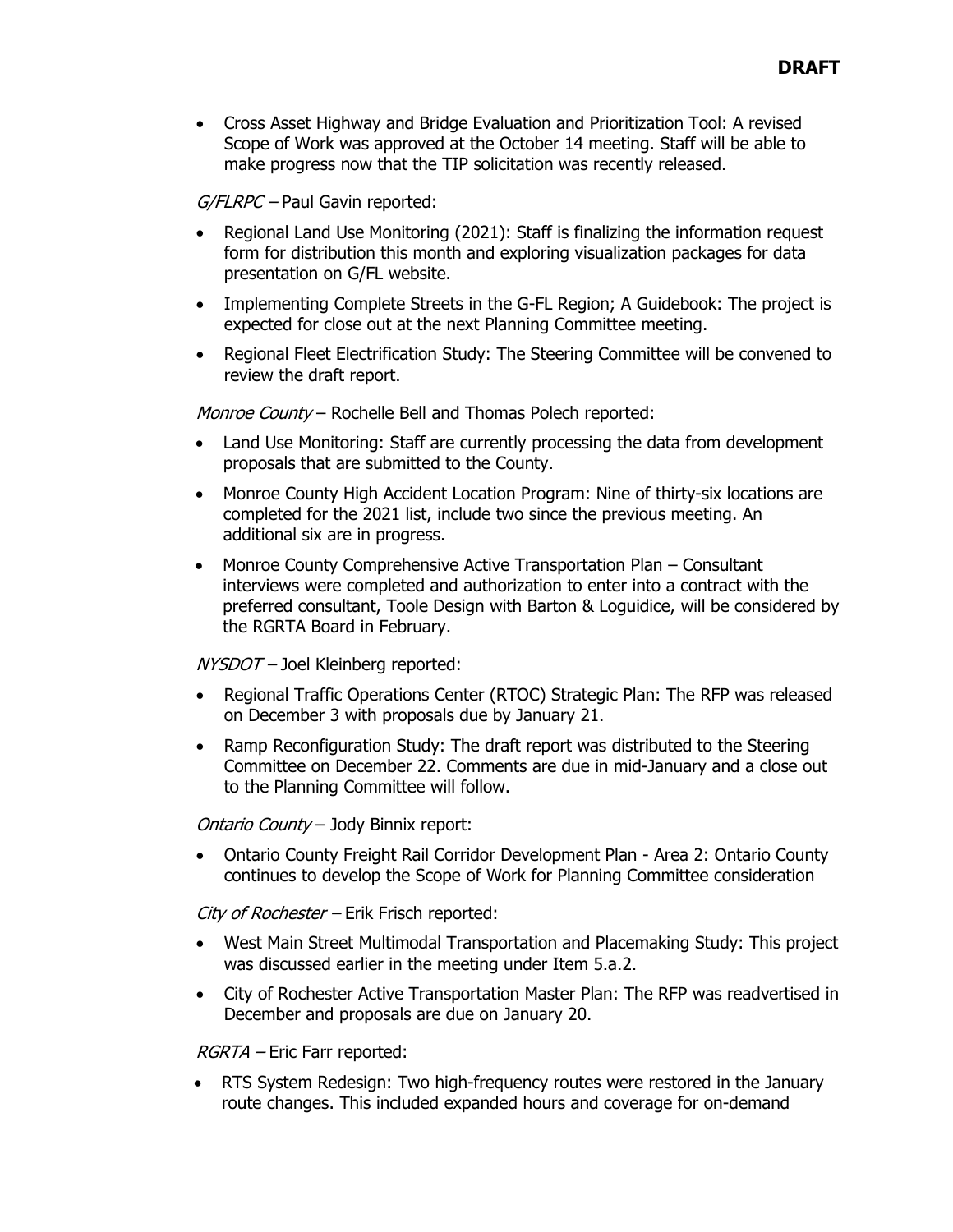**DRAFT**

- Cross Asset Highway and Bridge Evaluation and Prioritization Tool: A revised Scope of Work was approved at the October 14 meeting. Staff will be able to make progress now that the TIP solicitation was recently released.

*G/FLRPC* – Paul Gavin reported:

- Regional Land Use Monitoring (2021): Staff is finalizing the information request form for distribution this month and exploring visualization packages for data presentation on G/FL website.
- Implementing Complete Streets in the G-FL Region; A Guidebook: The project is expected for close out at the next Planning Committee meeting.
- Regional Fleet Electrification Study: The Steering Committee will be convened to review the draft report.

*Monroe County* – Rochelle Bell and Thomas Polech reported:

- Land Use Monitoring: Staff are currently processing the data from development proposals that are submitted to the County.
- Monroe County High Accident Location Program: Nine of thirty-six locations are completed for the 2021 list, include two since the previous meeting. An additional six are in progress.
- Monroe County Comprehensive Active Transportation Plan – Consultant interviews were completed and authorization to enter into a contract with the preferred consultant, Toole Design with Barton & Loguidice, will be considered by the RGRTA Board in February.

*NYSDOT* – Joel Kleinberg reported:

- Regional Traffic Operations Center (RTOC) Strategic Plan: The RFP was released on December 3 with proposals due by January 21.
- Ramp Reconfiguration Study: The draft report was distributed to the Steering Committee on December 22. Comments are due in mid-January and a close out to the Planning Committee will follow.

*Ontario County* – Jody Binnix report:

- Ontario County Freight Rail Corridor Development Plan - Area 2: Ontario County continues to develop the Scope of Work for Planning Committee consideration

*City of Rochester* – Erik Frisch reported:

- West Main Street Multimodal Transportation and Placemaking Study: This project was discussed earlier in the meeting under Item 5.a.2.
- City of Rochester Active Transportation Master Plan: The RFP was readvertised in December and proposals are due on January 20.

*RGRTA* – Eric Farr reported:

- RTS System Redesign: Two high-frequency routes were restored in the January route changes. This included expanded hours and coverage for on-demand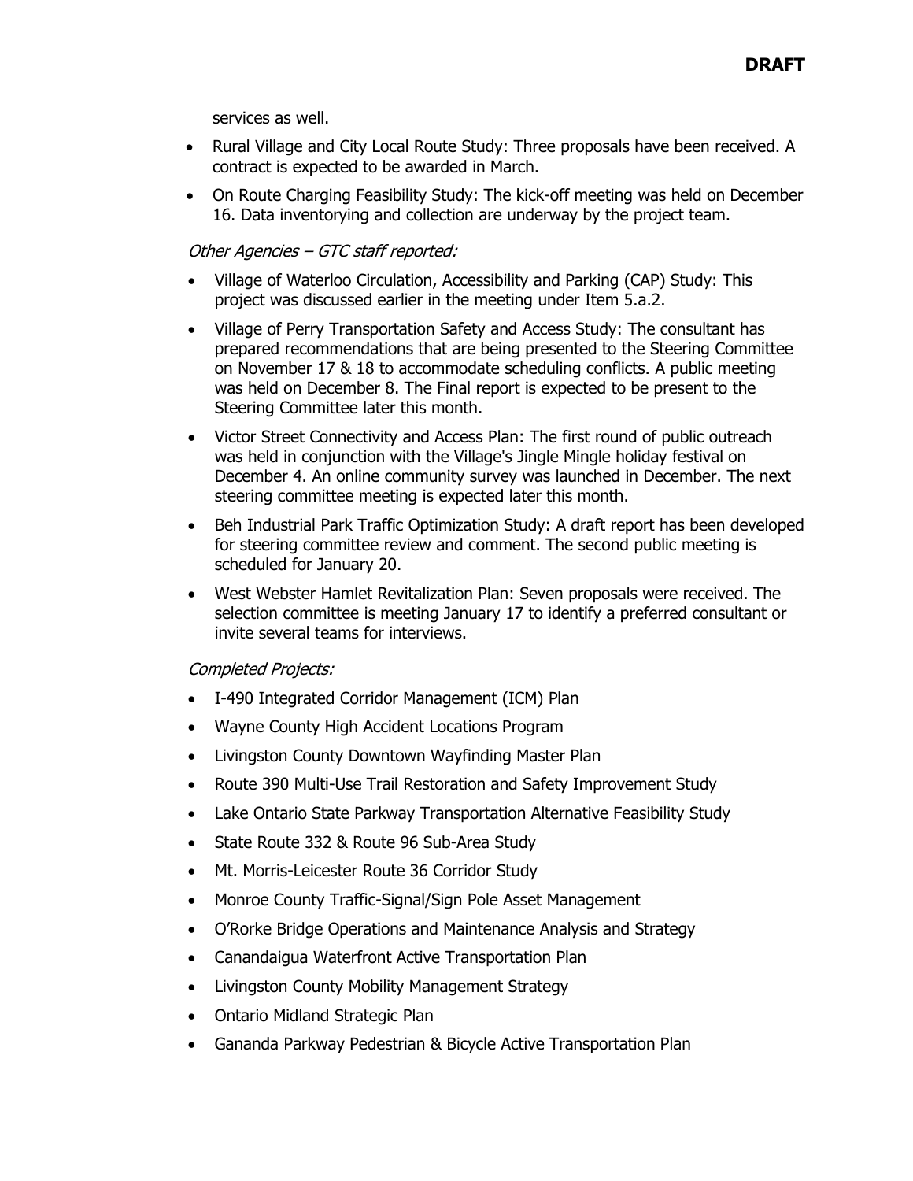services as well.

- Rural Village and City Local Route Study: Three proposals have been received. A contract is expected to be awarded in March.
- On Route Charging Feasibility Study: The kick-off meeting was held on December 16. Data inventorying and collection are underway by the project team.

*Other Agencies – GTC staff reported:*

- Village of Waterloo Circulation, Accessibility and Parking (CAP) Study: This project was discussed earlier in the meeting under Item 5.a.2.
- Village of Perry Transportation Safety and Access Study: The consultant has prepared recommendations that are being presented to the Steering Committee on November 17 & 18 to accommodate scheduling conflicts. A public meeting was held on December 8. The Final report is expected to be present to the Steering Committee later this month.
- Victor Street Connectivity and Access Plan: The first round of public outreach was held in conjunction with the Village's Jingle Mingle holiday festival on December 4. An online community survey was launched in December. The next steering committee meeting is expected later this month.
- Beh Industrial Park Traffic Optimization Study: A draft report has been developed for steering committee review and comment. The second public meeting is scheduled for January 20.
- West Webster Hamlet Revitalization Plan: Seven proposals were received. The selection committee is meeting January 17 to identify a preferred consultant or invite several teams for interviews.

*Completed Projects:*

- I-490 Integrated Corridor Management (ICM) Plan
- Wayne County High Accident Locations Program
- Livingston County Downtown Wayfinding Master Plan
- Route 390 Multi-Use Trail Restoration and Safety Improvement Study
- Lake Ontario State Parkway Transportation Alternative Feasibility Study
- State Route 332 & Route 96 Sub-Area Study
- Mt. Morris-Leicester Route 36 Corridor Study
- Monroe County Traffic-Signal/Sign Pole Asset Management
- O'Rorke Bridge Operations and Maintenance Analysis and Strategy
- Canandaigua Waterfront Active Transportation Plan
- Livingston County Mobility Management Strategy
- Ontario Midland Strategic Plan
- Gananda Parkway Pedestrian & Bicycle Active Transportation Plan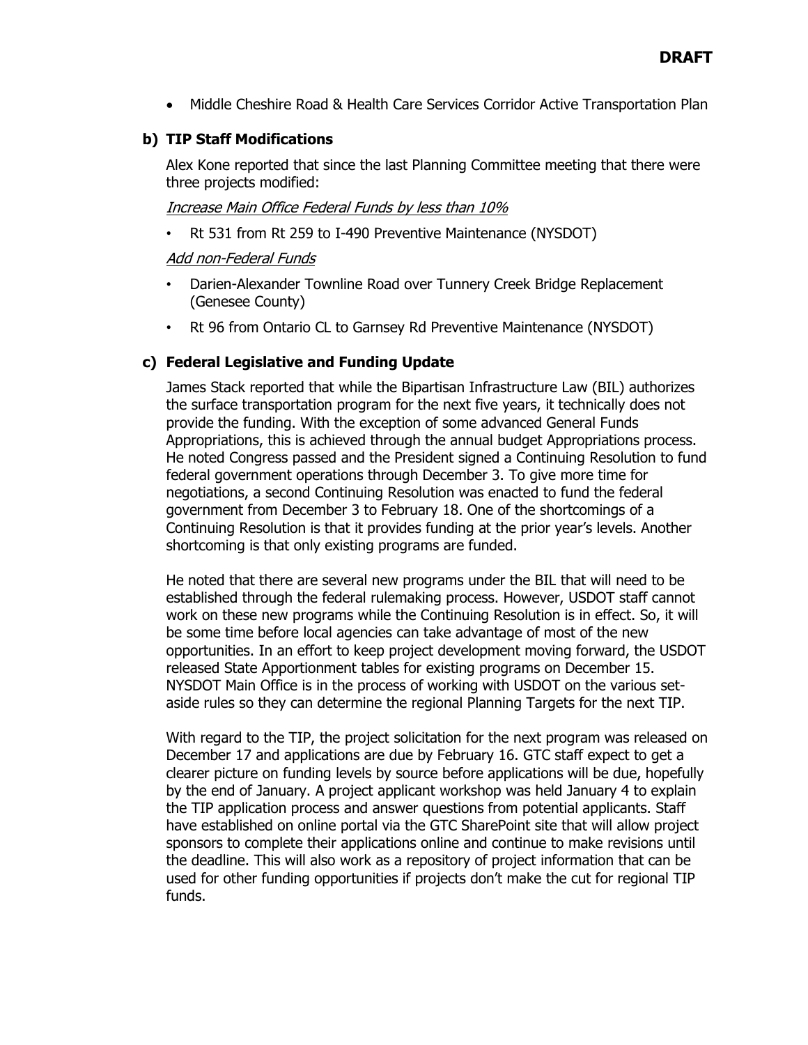**DRAFT**

- Middle Cheshire Road & Health Care Services Corridor Active Transportation Plan

### b) TIP Staff Modifications

Alex Kone reported that since the last Planning Committee meeting that there were three projects modified:

*Increase Main Office Federal Funds by less than 10%*

- Rt 531 from Rt 259 to I-490 Preventive Maintenance (NYSDOT)

*Add non-Federal Funds*

- Darien-Alexander Townline Road over Tunnery Creek Bridge Replacement (Genesee County)
- Rt 96 from Ontario CL to Garnsey Rd Preventive Maintenance (NYSDOT)

### c) Federal Legislative and Funding Update

James Stack reported that while the Bipartisan Infrastructure Law (BIL) authorizes the surface transportation program for the next five years, it technically does not provide the funding. With the exception of some advanced General Funds Appropriations, this is achieved through the annual budget Appropriations process. He noted Congress passed and the President signed a Continuing Resolution to fund federal government operations through December 3. To give more time for negotiations, a second Continuing Resolution was enacted to fund the federal government from December 3 to February 18. One of the shortcomings of a Continuing Resolution is that it provides funding at the prior year's levels. Another shortcoming is that only existing programs are funded.

He noted that there are several new programs under the BIL that will need to be established through the federal rulemaking process. However, USDOT staff cannot work on these new programs while the Continuing Resolution is in effect. So, it will be some time before local agencies can take advantage of most of the new opportunities. In an effort to keep project development moving forward, the USDOT released State Apportionment tables for existing programs on December 15. NYSDOT Main Office is in the process of working with USDOT on the various set-aside rules so they can determine the regional Planning Targets for the next TIP.

With regard to the TIP, the project solicitation for the next program was released on December 17 and applications are due by February 16. GTC staff expect to get a clearer picture on funding levels by source before applications will be due, hopefully by the end of January. A project applicant workshop was held January 4 to explain the TIP application process and answer questions from potential applicants. Staff have established on online portal via the GTC SharePoint site that will allow project sponsors to complete their applications online and continue to make revisions until the deadline. This will also work as a repository of project information that can be used for other funding opportunities if projects don't make the cut for regional TIP funds.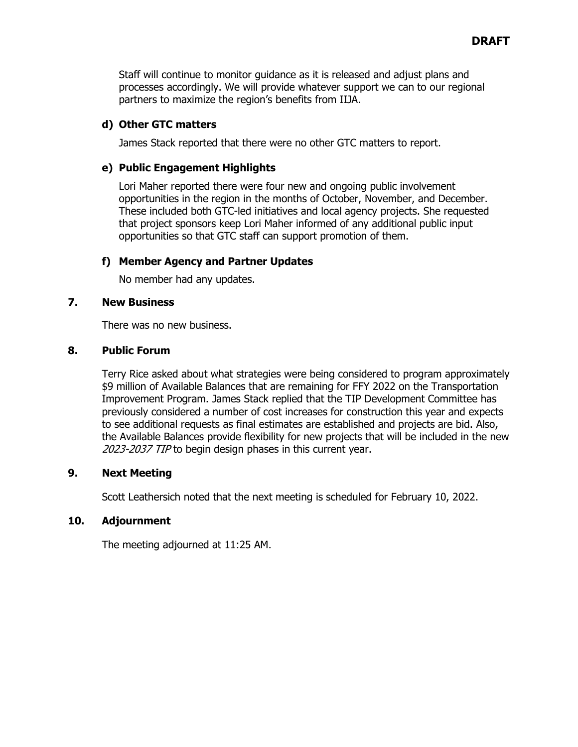**DRAFT**

Staff will continue to monitor guidance as it is released and adjust plans and processes accordingly. We will provide whatever support we can to our regional partners to maximize the region's benefits from IIJA.

**d) Other GTC matters**

James Stack reported that there were no other GTC matters to report.

**e) Public Engagement Highlights**

Lori Maher reported there were four new and ongoing public involvement opportunities in the region in the months of October, November, and December. These included both GTC-led initiatives and local agency projects. She requested that project sponsors keep Lori Maher informed of any additional public input opportunities so that GTC staff can support promotion of them.

**f) Member Agency and Partner Updates**

No member had any updates.

## 7. New Business

There was no new business.

## 8. Public Forum

Terry Rice asked about what strategies were being considered to program approximately $9 million of Available Balances that are remaining for FFY 2022 on the Transportation Improvement Program. James Stack replied that the TIP Development Committee has previously considered a number of cost increases for construction this year and expects to see additional requests as final estimates are established and projects are bid. Also, the Available Balances provide flexibility for new projects that will be included in the new *2023-2037 TIP* to begin design phases in this current year.

## 9. Next Meeting

Scott Leathersich noted that the next meeting is scheduled for February 10, 2022.

## 10. Adjournment

The meeting adjourned at 11:25 AM.